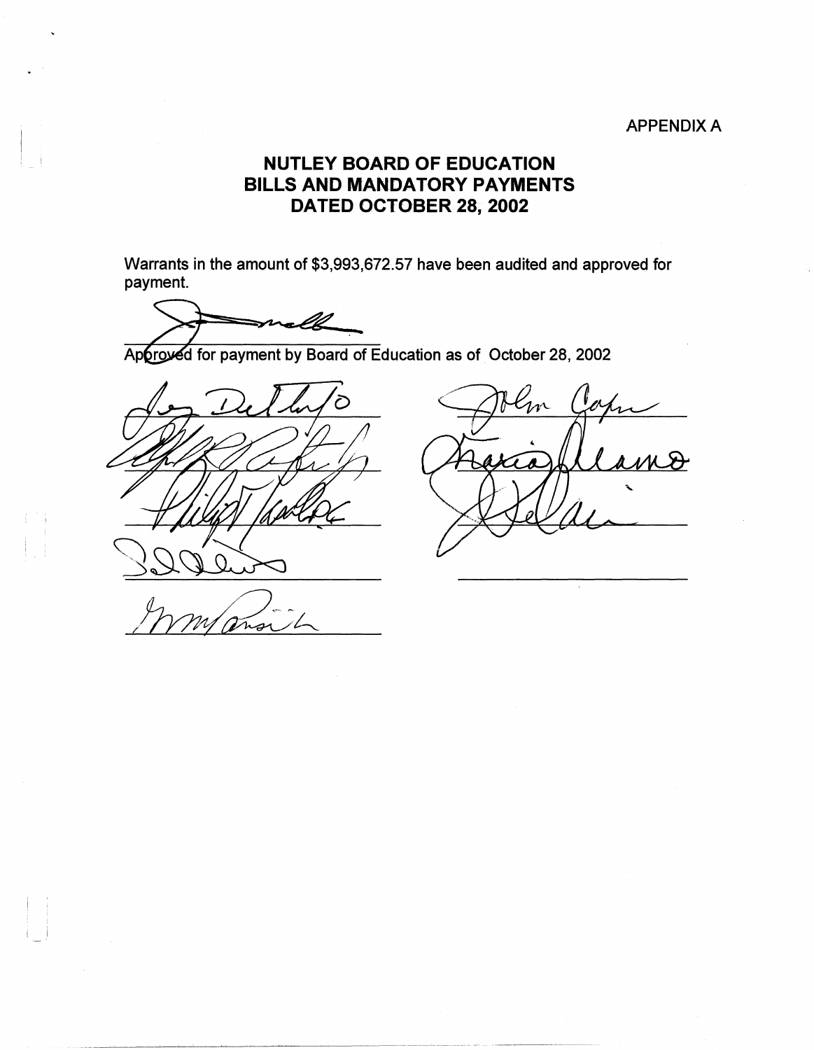APPENDIX A

# NUTLEY BOARD OF EDUCATION
# BILLS AND MANDATORY PAYMENTS
# DATED OCTOBER 28, 2002

Warrants in the amount of $3,993,672.57 have been audited and approved for payment.

Approved for payment by Board of Education as of October 28, 2002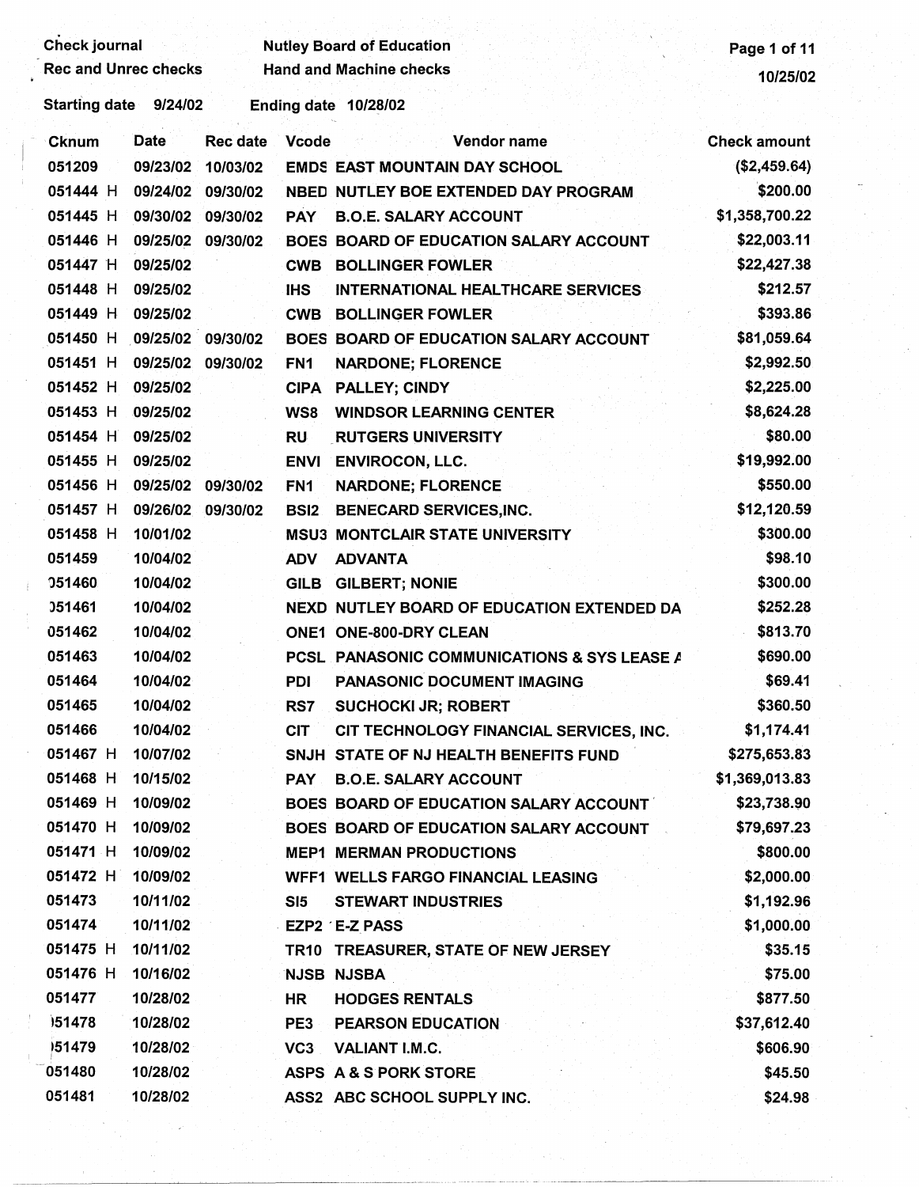Check journal | Nutley Board of Education
Rec and Unrec checks | Hand and Machine checks

10/25/02

Starting date 9/24/02 Ending date 10/28/02

| Cknum | Date | Rec date | Vcode | Vendor name | Check amount |
|---|---|---|---|---|---|
| 051209 | 09/23/02 | 10/03/02 | EMDS | EAST MOUNTAIN DAY SCHOOL | ($2,459.64) |
| 051444 H | 09/24/02 | 09/30/02 | NBED | NUTLEY BOE EXTENDED DAY PROGRAM | $200.00 |
| 051445 H | 09/30/02 | 09/30/02 | PAY | B.O.E. SALARY ACCOUNT | $1,358,700.22 |
| 051446 H | 09/25/02 | 09/30/02 | BOES | BOARD OF EDUCATION SALARY ACCOUNT | $22,003.11 |
| 051447 H | 09/25/02 | | CWB | BOLLINGER FOWLER | $22,427.38 |
| 051448 H | 09/25/02 | | IHS | INTERNATIONAL HEALTHCARE SERVICES | $212.57 |
| 051449 H | 09/25/02 | | CWB | BOLLINGER FOWLER | $393.86 |
| 051450 H | 09/25/02 | 09/30/02 | BOES | BOARD OF EDUCATION SALARY ACCOUNT | $81,059.64 |
| 051451 H | 09/25/02 | 09/30/02 | FN1 | NARDONE; FLORENCE | $2,992.50 |
| 051452 H | 09/25/02 | | CIPA | PALLEY; CINDY | $2,225.00 |
| 051453 H | 09/25/02 | | WS8 | WINDSOR LEARNING CENTER | $8,624.28 |
| 051454 H | 09/25/02 | | RU | RUTGERS UNIVERSITY | $80.00 |
| 051455 H | 09/25/02 | | ENVI | ENVIROCON, LLC. | $19,992.00 |
| 051456 H | 09/25/02 | 09/30/02 | FN1 | NARDONE; FLORENCE | $550.00 |
| 051457 H | 09/26/02 | 09/30/02 | BSI2 | BENECARD SERVICES,INC. | $12,120.59 |
| 051458 H | 10/01/02 | | MSU3 | MONTCLAIR STATE UNIVERSITY | $300.00 |
| 051459 | 10/04/02 | | ADV | ADVANTA | $98.10 |
| 051460 | 10/04/02 | | GILB | GILBERT; NONIE | $300.00 |
| 051461 | 10/04/02 | | NEXD | NUTLEY BOARD OF EDUCATION EXTENDED DA | $252.28 |
| 051462 | 10/04/02 | | ONE1 | ONE-800-DRY CLEAN | $813.70 |
| 051463 | 10/04/02 | | PCSL | PANASONIC COMMUNICATIONS & SYS LEASE A | $690.00 |
| 051464 | 10/04/02 | | PDI | PANASONIC DOCUMENT IMAGING | $69.41 |
| 051465 | 10/04/02 | | RS7 | SUCHOCKI JR; ROBERT | $360.50 |
| 051466 | 10/04/02 | | CIT | CIT TECHNOLOGY FINANCIAL SERVICES, INC. | $1,174.41 |
| 051467 H | 10/07/02 | | SNJH | STATE OF NJ HEALTH BENEFITS FUND | $275,653.83 |
| 051468 H | 10/15/02 | | PAY | B.O.E. SALARY ACCOUNT | $1,369,013.83 |
| 051469 H | 10/09/02 | | BOES | BOARD OF EDUCATION SALARY ACCOUNT | $23,738.90 |
| 051470 H | 10/09/02 | | BOES | BOARD OF EDUCATION SALARY ACCOUNT | $79,697.23 |
| 051471 H | 10/09/02 | | MEP1 | MERMAN PRODUCTIONS | $800.00 |
| 051472 H | 10/09/02 | | WFF1 | WELLS FARGO FINANCIAL LEASING | $2,000.00 |
| 051473 | 10/11/02 | | SI5 | STEWART INDUSTRIES | $1,192.96 |
| 051474 | 10/11/02 | | EZP2 | E-Z PASS | $1,000.00 |
| 051475 H | 10/11/02 | | TR10 | TREASURER, STATE OF NEW JERSEY | $35.15 |
| 051476 H | 10/16/02 | | NJSB | NJSBA | $75.00 |
| 051477 | 10/28/02 | | HR | HODGES RENTALS | $877.50 |
| 051478 | 10/28/02 | | PE3 | PEARSON EDUCATION | $37,612.40 |
| 051479 | 10/28/02 | | VC3 | VALIANT I.M.C. | $606.90 |
| 051480 | 10/28/02 | | ASPS | A & S PORK STORE | $45.50 |
| 051481 | 10/28/02 | | ASS2 | ABC SCHOOL SUPPLY INC. | $24.98 |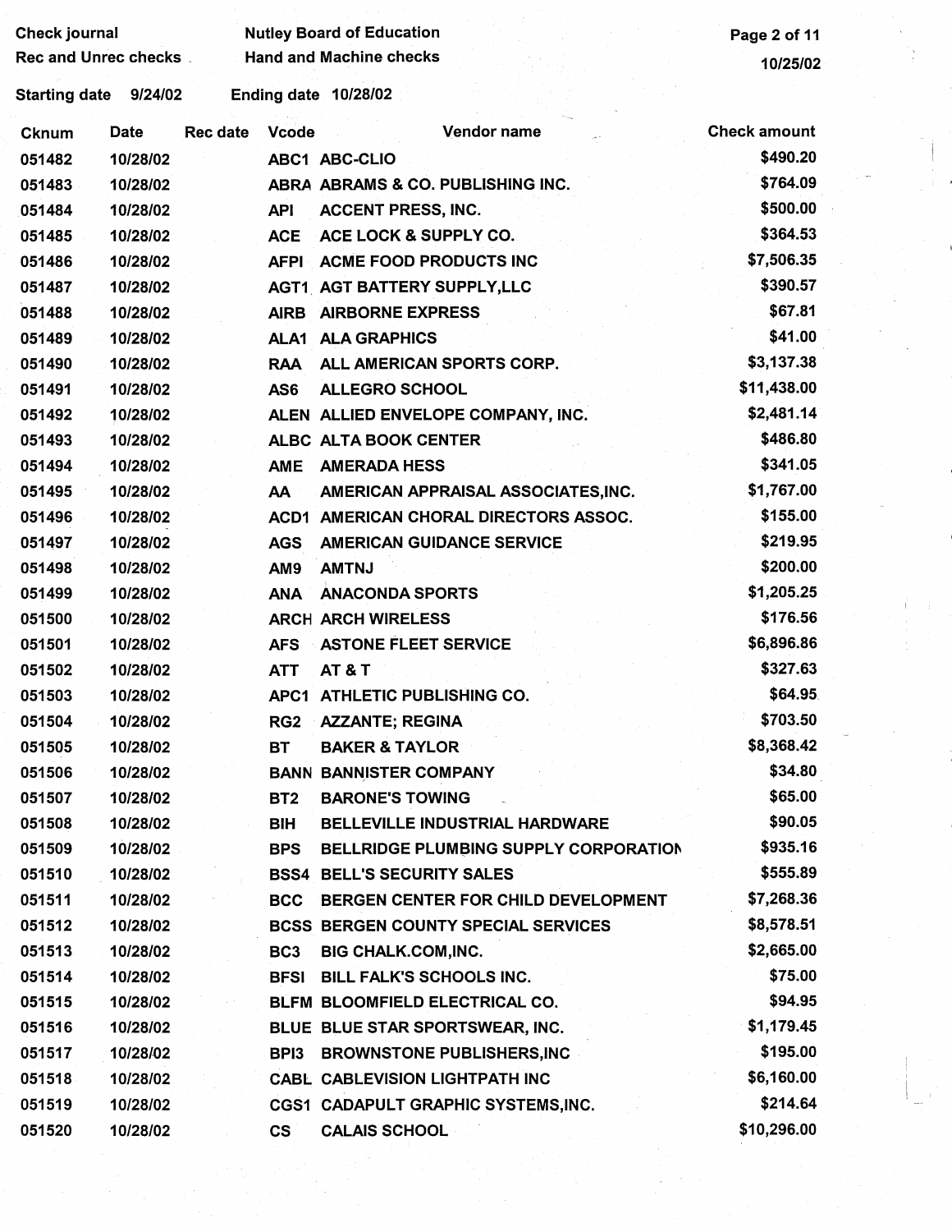Check journal
Rec and Unrec checks

Nutley Board of Education
Hand and Machine checks

10/25/02

Starting date 9/24/02 Ending date 10/28/02

| Cknum | Date | Rec date | Vcode | Vendor name | Check amount |
|---|---|---|---|---|---|
| 051482 | 10/28/02 | | ABC1 | ABC-CLIO | $490.20 |
| 051483 | 10/28/02 | | ABRA | ABRAMS & CO. PUBLISHING INC. | $764.09 |
| 051484 | 10/28/02 | | API | ACCENT PRESS, INC. | $500.00 |
| 051485 | 10/28/02 | | ACE | ACE LOCK & SUPPLY CO. | $364.53 |
| 051486 | 10/28/02 | | AFPI | ACME FOOD PRODUCTS INC | $7,506.35 |
| 051487 | 10/28/02 | | AGT1 | AGT BATTERY SUPPLY,LLC | $390.57 |
| 051488 | 10/28/02 | | AIRB | AIRBORNE EXPRESS | $67.81 |
| 051489 | 10/28/02 | | ALA1 | ALA GRAPHICS | $41.00 |
| 051490 | 10/28/02 | | RAA | ALL AMERICAN SPORTS CORP. | $3,137.38 |
| 051491 | 10/28/02 | | AS6 | ALLEGRO SCHOOL | $11,438.00 |
| 051492 | 10/28/02 | | ALEN | ALLIED ENVELOPE COMPANY, INC. | $2,481.14 |
| 051493 | 10/28/02 | | ALBC | ALTA BOOK CENTER | $486.80 |
| 051494 | 10/28/02 | | AME | AMERADA HESS | $341.05 |
| 051495 | 10/28/02 | | AA | AMERICAN APPRAISAL ASSOCIATES,INC. | $1,767.00 |
| 051496 | 10/28/02 | | ACD1 | AMERICAN CHORAL DIRECTORS ASSOC. | $155.00 |
| 051497 | 10/28/02 | | AGS | AMERICAN GUIDANCE SERVICE | $219.95 |
| 051498 | 10/28/02 | | AM9 | AMTNJ | $200.00 |
| 051499 | 10/28/02 | | ANA | ANACONDA SPORTS | $1,205.25 |
| 051500 | 10/28/02 | | ARCH | ARCH WIRELESS | $176.56 |
| 051501 | 10/28/02 | | AFS | ASTONE FLEET SERVICE | $6,896.86 |
| 051502 | 10/28/02 | | ATT | AT & T | $327.63 |
| 051503 | 10/28/02 | | APC1 | ATHLETIC PUBLISHING CO. | $64.95 |
| 051504 | 10/28/02 | | RG2 | AZZANTE; REGINA | $703.50 |
| 051505 | 10/28/02 | | BT | BAKER & TAYLOR | $8,368.42 |
| 051506 | 10/28/02 | | BANN | BANNISTER COMPANY | $34.80 |
| 051507 | 10/28/02 | | BT2 | BARONE'S TOWING | $65.00 |
| 051508 | 10/28/02 | | BIH | BELLEVILLE INDUSTRIAL HARDWARE | $90.05 |
| 051509 | 10/28/02 | | BPS | BELLRIDGE PLUMBING SUPPLY CORPORATION | $935.16 |
| 051510 | 10/28/02 | | BSS4 | BELL'S SECURITY SALES | $555.89 |
| 051511 | 10/28/02 | | BCC | BERGEN CENTER FOR CHILD DEVELOPMENT | $7,268.36 |
| 051512 | 10/28/02 | | BCSS | BERGEN COUNTY SPECIAL SERVICES | $8,578.51 |
| 051513 | 10/28/02 | | BC3 | BIG CHALK.COM,INC. | $2,665.00 |
| 051514 | 10/28/02 | | BFSI | BILL FALK'S SCHOOLS INC. | $75.00 |
| 051515 | 10/28/02 | | BLFM | BLOOMFIELD ELECTRICAL CO. | $94.95 |
| 051516 | 10/28/02 | | BLUE | BLUE STAR SPORTSWEAR, INC. | $1,179.45 |
| 051517 | 10/28/02 | | BPI3 | BROWNSTONE PUBLISHERS,INC | $195.00 |
| 051518 | 10/28/02 | | CABL | CABLEVISION LIGHTPATH INC | $6,160.00 |
| 051519 | 10/28/02 | | CGS1 | CADAPULT GRAPHIC SYSTEMS,INC. | $214.64 |
| 051520 | 10/28/02 | | CS | CALAIS SCHOOL | $10,296.00 |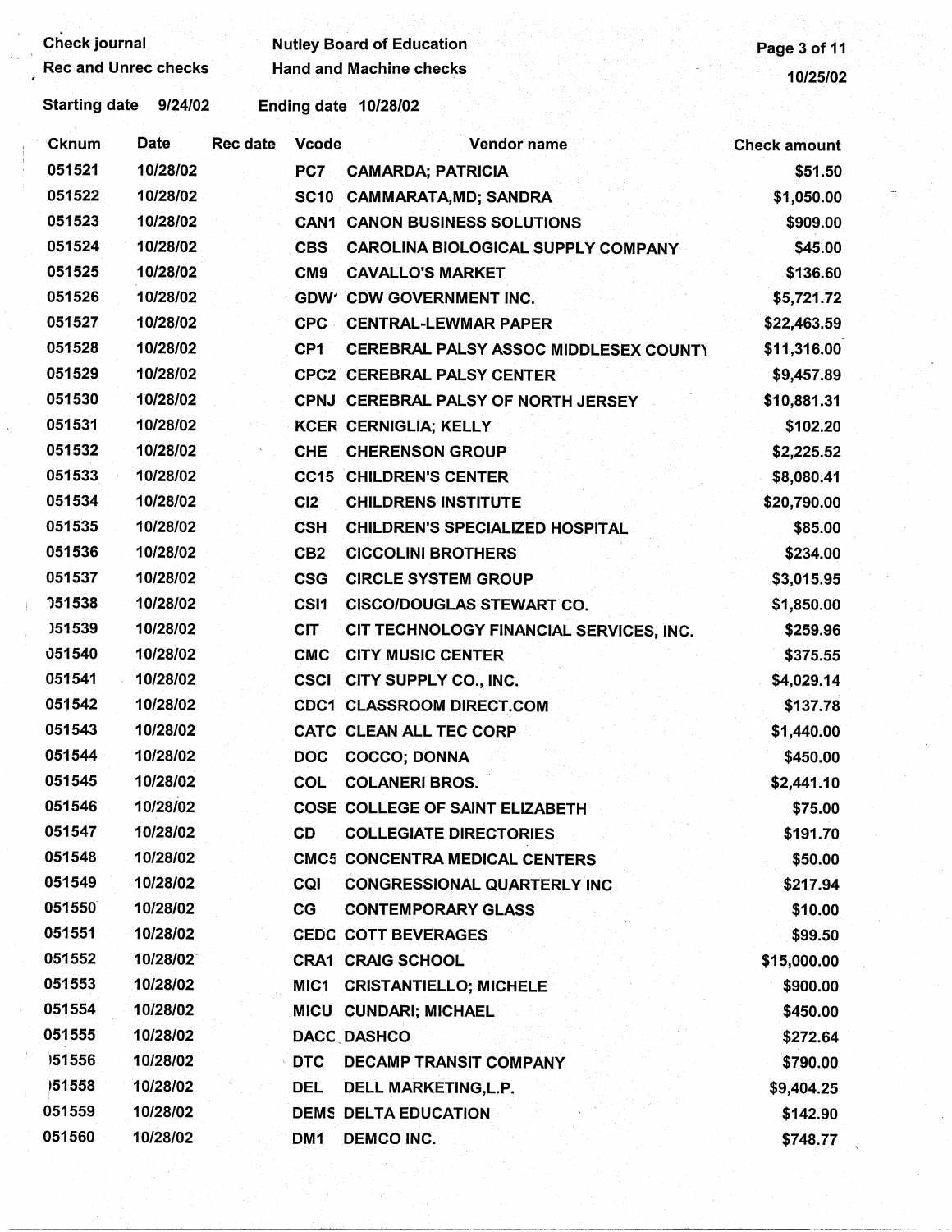Check journal
Rec and Unrec checks

Nutley Board of Education
Hand and Machine checks

Starting date 9/24/02 Ending date 10/28/02

| Cknum | Date | Rec date | Vcode | Vendor name | Check amount |
|---|---|---|---|---|---|
| 051521 | 10/28/02 | | PC7 | CAMARDA; PATRICIA | $51.50 |
| 051522 | 10/28/02 | | SC10 | CAMMARATA,MD; SANDRA | $1,050.00 |
| 051523 | 10/28/02 | | CAN1 | CANON BUSINESS SOLUTIONS | $909.00 |
| 051524 | 10/28/02 | | CBS | CAROLINA BIOLOGICAL SUPPLY COMPANY | $45.00 |
| 051525 | 10/28/02 | | CM9 | CAVALLO'S MARKET | $136.60 |
| 051526 | 10/28/02 | | GDW' | CDW GOVERNMENT INC. | $5,721.72 |
| 051527 | 10/28/02 | | CPC | CENTRAL-LEWMAR PAPER | $22,463.59 |
| 051528 | 10/28/02 | | CP1 | CEREBRAL PALSY ASSOC MIDDLESEX COUNTY | $11,316.00 |
| 051529 | 10/28/02 | | CPC2 | CEREBRAL PALSY CENTER | $9,457.89 |
| 051530 | 10/28/02 | | CPNJ | CEREBRAL PALSY OF NORTH JERSEY | $10,881.31 |
| 051531 | 10/28/02 | | KCER | CERNIGLIA; KELLY | $102.20 |
| 051532 | 10/28/02 | | CHE | CHERENSON GROUP | $2,225.52 |
| 051533 | 10/28/02 | | CC15 | CHILDREN'S CENTER | $8,080.41 |
| 051534 | 10/28/02 | | CI2 | CHILDRENS INSTITUTE | $20,790.00 |
| 051535 | 10/28/02 | | CSH | CHILDREN'S SPECIALIZED HOSPITAL | $85.00 |
| 051536 | 10/28/02 | | CB2 | CICCOLINI BROTHERS | $234.00 |
| 051537 | 10/28/02 | | CSG | CIRCLE SYSTEM GROUP | $3,015.95 |
| 051538 | 10/28/02 | | CSI1 | CISCO/DOUGLAS STEWART CO. | $1,850.00 |
| 051539 | 10/28/02 | | CIT | CIT TECHNOLOGY FINANCIAL SERVICES, INC. | $259.96 |
| 051540 | 10/28/02 | | CMC | CITY MUSIC CENTER | $375.55 |
| 051541 | 10/28/02 | | CSCI | CITY SUPPLY CO., INC. | $4,029.14 |
| 051542 | 10/28/02 | | CDC1 | CLASSROOM DIRECT.COM | $137.78 |
| 051543 | 10/28/02 | | CATC | CLEAN ALL TEC CORP | $1,440.00 |
| 051544 | 10/28/02 | | DOC | COCCO; DONNA | $450.00 |
| 051545 | 10/28/02 | | COL | COLANERI BROS. | $2,441.10 |
| 051546 | 10/28/02 | | COSE | COLLEGE OF SAINT ELIZABETH | $75.00 |
| 051547 | 10/28/02 | | CD | COLLEGIATE DIRECTORIES | $191.70 |
| 051548 | 10/28/02 | | CMC5 | CONCENTRA MEDICAL CENTERS | $50.00 |
| 051549 | 10/28/02 | | CQI | CONGRESSIONAL QUARTERLY INC | $217.94 |
| 051550 | 10/28/02 | | CG | CONTEMPORARY GLASS | $10.00 |
| 051551 | 10/28/02 | | CEDC | COTT BEVERAGES | $99.50 |
| 051552 | 10/28/02 | | CRA1 | CRAIG SCHOOL | $15,000.00 |
| 051553 | 10/28/02 | | MIC1 | CRISTANTIELLO; MICHELE | $900.00 |
| 051554 | 10/28/02 | | MICU | CUNDARI; MICHAEL | $450.00 |
| 051555 | 10/28/02 | | DACC | DASHCO | $272.64 |
| 051556 | 10/28/02 | | DTC | DECAMP TRANSIT COMPANY | $790.00 |
| 051558 | 10/28/02 | | DEL | DELL MARKETING,L.P. | $9,404.25 |
| 051559 | 10/28/02 | | DEMS | DELTA EDUCATION | $142.90 |
| 051560 | 10/28/02 | | DM1 | DEMCO INC. | $748.77 |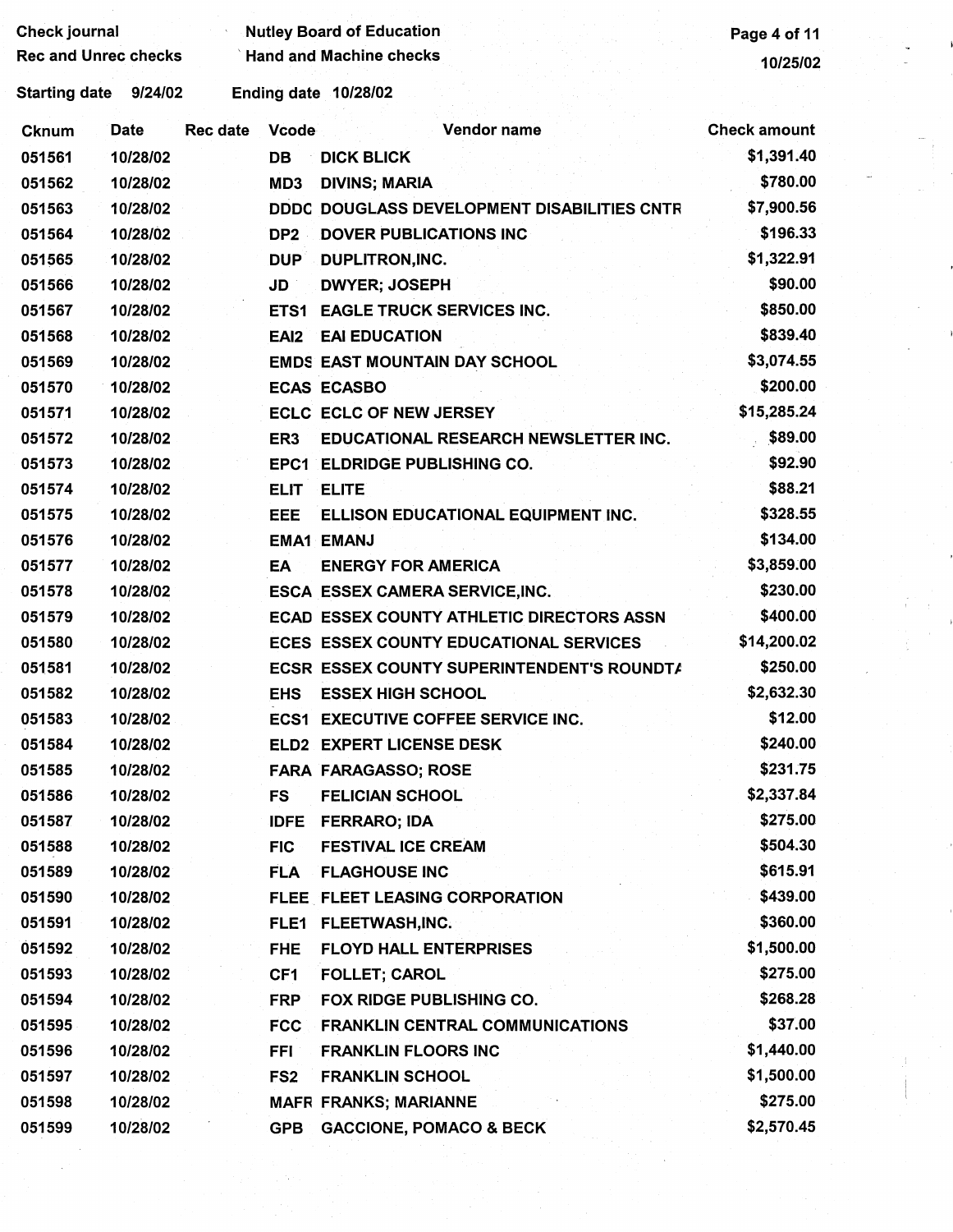Check journal
Rec and Unrec checks

Nutley Board of Education
Hand and Machine checks

10/25/02

Starting date 9/24/02 Ending date 10/28/02

| Cknum | Date | Rec date | Vcode | Vendor name | Check amount |
|---|---|---|---|---|---|
| 051561 | 10/28/02 | | DB | DICK BLICK | $1,391.40 |
| 051562 | 10/28/02 | | MD3 | DIVINS; MARIA | $780.00 |
| 051563 | 10/28/02 | | DDDC | DOUGLASS DEVELOPMENT DISABILITIES CNTR | $7,900.56 |
| 051564 | 10/28/02 | | DP2 | DOVER PUBLICATIONS INC | $196.33 |
| 051565 | 10/28/02 | | DUP | DUPLITRON,INC. | $1,322.91 |
| 051566 | 10/28/02 | | JD | DWYER; JOSEPH | $90.00 |
| 051567 | 10/28/02 | | ETS1 | EAGLE TRUCK SERVICES INC. | $850.00 |
| 051568 | 10/28/02 | | EAI2 | EAI EDUCATION | $839.40 |
| 051569 | 10/28/02 | | EMDS | EAST MOUNTAIN DAY SCHOOL | $3,074.55 |
| 051570 | 10/28/02 | | ECAS | ECASBO | $200.00 |
| 051571 | 10/28/02 | | ECLC | ECLC OF NEW JERSEY | $15,285.24 |
| 051572 | 10/28/02 | | ER3 | EDUCATIONAL RESEARCH NEWSLETTER INC. | $89.00 |
| 051573 | 10/28/02 | | EPC1 | ELDRIDGE PUBLISHING CO. | $92.90 |
| 051574 | 10/28/02 | | ELIT | ELITE | $88.21 |
| 051575 | 10/28/02 | | EEE | ELLISON EDUCATIONAL EQUIPMENT INC. | $328.55 |
| 051576 | 10/28/02 | | EMA1 | EMANJ | $134.00 |
| 051577 | 10/28/02 | | EA | ENERGY FOR AMERICA | $3,859.00 |
| 051578 | 10/28/02 | | ESCA | ESSEX CAMERA SERVICE,INC. | $230.00 |
| 051579 | 10/28/02 | | ECAD | ESSEX COUNTY ATHLETIC DIRECTORS ASSN | $400.00 |
| 051580 | 10/28/02 | | ECES | ESSEX COUNTY EDUCATIONAL SERVICES | $14,200.02 |
| 051581 | 10/28/02 | | ECSR | ESSEX COUNTY SUPERINTENDENT'S ROUNDTA | $250.00 |
| 051582 | 10/28/02 | | EHS | ESSEX HIGH SCHOOL | $2,632.30 |
| 051583 | 10/28/02 | | ECS1 | EXECUTIVE COFFEE SERVICE INC. | $12.00 |
| 051584 | 10/28/02 | | ELD2 | EXPERT LICENSE DESK | $240.00 |
| 051585 | 10/28/02 | | FARA | FARAGASSO; ROSE | $231.75 |
| 051586 | 10/28/02 | | FS | FELICIAN SCHOOL | $2,337.84 |
| 051587 | 10/28/02 | | IDFE | FERRARO; IDA | $275.00 |
| 051588 | 10/28/02 | | FIC | FESTIVAL ICE CREAM | $504.30 |
| 051589 | 10/28/02 | | FLA | FLAGHOUSE INC | $615.91 |
| 051590 | 10/28/02 | | FLEE | FLEET LEASING CORPORATION | $439.00 |
| 051591 | 10/28/02 | | FLE1 | FLEETWASH,INC. | $360.00 |
| 051592 | 10/28/02 | | FHE | FLOYD HALL ENTERPRISES | $1,500.00 |
| 051593 | 10/28/02 | | CF1 | FOLLET; CAROL | $275.00 |
| 051594 | 10/28/02 | | FRP | FOX RIDGE PUBLISHING CO. | $268.28 |
| 051595 | 10/28/02 | | FCC | FRANKLIN CENTRAL COMMUNICATIONS | $37.00 |
| 051596 | 10/28/02 | | FFI | FRANKLIN FLOORS INC | $1,440.00 |
| 051597 | 10/28/02 | | FS2 | FRANKLIN SCHOOL | $1,500.00 |
| 051598 | 10/28/02 | | MAFR | FRANKS; MARIANNE | $275.00 |
| 051599 | 10/28/02 | | GPB | GACCIONE, POMACO & BECK | $2,570.45 |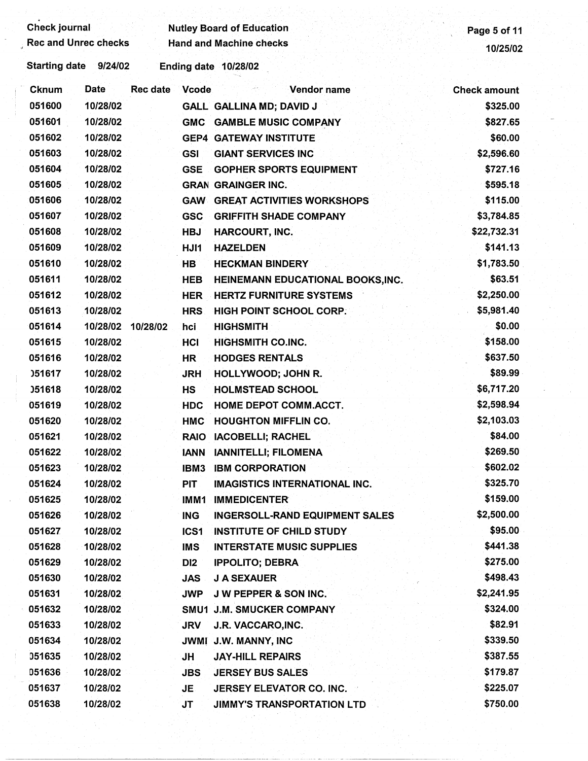Check journal
Rec and Unrec checks

Nutley Board of Education
Hand and Machine checks

Starting date 9/24/02 Ending date 10/28/02

| Cknum | Date | Rec date | Vcode | Vendor name | Check amount |
|---|---|---|---|---|---|
| 051600 | 10/28/02 | | GALL | GALLINA MD; DAVID J | $325.00 |
| 051601 | 10/28/02 | | GMC | GAMBLE MUSIC COMPANY | $827.65 |
| 051602 | 10/28/02 | | GEP4 | GATEWAY INSTITUTE | $60.00 |
| 051603 | 10/28/02 | | GSI | GIANT SERVICES INC | $2,596.60 |
| 051604 | 10/28/02 | | GSE | GOPHER SPORTS EQUIPMENT | $727.16 |
| 051605 | 10/28/02 | | GRAN | GRAINGER INC. | $595.18 |
| 051606 | 10/28/02 | | GAW | GREAT ACTIVITIES WORKSHOPS | $115.00 |
| 051607 | 10/28/02 | | GSC | GRIFFITH SHADE COMPANY | $3,784.85 |
| 051608 | 10/28/02 | | HBJ | HARCOURT, INC. | $22,732.31 |
| 051609 | 10/28/02 | | HJI1 | HAZELDEN | $141.13 |
| 051610 | 10/28/02 | | HB | HECKMAN BINDERY | $1,783.50 |
| 051611 | 10/28/02 | | HEB | HEINEMANN EDUCATIONAL BOOKS,INC. | $63.51 |
| 051612 | 10/28/02 | | HER | HERTZ FURNITURE SYSTEMS | $2,250.00 |
| 051613 | 10/28/02 | | HRS | HIGH POINT SCHOOL CORP. | $5,981.40 |
| 051614 | 10/28/02 | 10/28/02 | hci | HIGHSMITH | $0.00 |
| 051615 | 10/28/02 | | HCI | HIGHSMITH CO.INC. | $158.00 |
| 051616 | 10/28/02 | | HR | HODGES RENTALS | $637.50 |
| 051617 | 10/28/02 | | JRH | HOLLYWOOD; JOHN R. | $89.99 |
| 051618 | 10/28/02 | | HS | HOLMSTEAD SCHOOL | $6,717.20 |
| 051619 | 10/28/02 | | HDC | HOME DEPOT COMM.ACCT. | $2,598.94 |
| 051620 | 10/28/02 | | HMC | HOUGHTON MIFFLIN CO. | $2,103.03 |
| 051621 | 10/28/02 | | RAIO | IACOBELLI; RACHEL | $84.00 |
| 051622 | 10/28/02 | | IANN | IANNITELLI; FILOMENA | $269.50 |
| 051623 | 10/28/02 | | IBM3 | IBM CORPORATION | $602.02 |
| 051624 | 10/28/02 | | PIT | IMAGISTICS INTERNATIONAL INC. | $325.70 |
| 051625 | 10/28/02 | | IMM1 | IMMEDICENTER | $159.00 |
| 051626 | 10/28/02 | | ING | INGERSOLL-RAND EQUIPMENT SALES | $2,500.00 |
| 051627 | 10/28/02 | | ICS1 | INSTITUTE OF CHILD STUDY | $95.00 |
| 051628 | 10/28/02 | | IMS | INTERSTATE MUSIC SUPPLIES | $441.38 |
| 051629 | 10/28/02 | | DI2 | IPPOLITO; DEBRA | $275.00 |
| 051630 | 10/28/02 | | JAS | J A SEXAUER | $498.43 |
| 051631 | 10/28/02 | | JWP | J W PEPPER & SON INC. | $2,241.95 |
| 051632 | 10/28/02 | | SMU1 | J.M. SMUCKER COMPANY | $324.00 |
| 051633 | 10/28/02 | | JRV | J.R. VACCARO,INC. | $82.91 |
| 051634 | 10/28/02 | | JWMI | J.W. MANNY, INC | $339.50 |
| 051635 | 10/28/02 | | JH | JAY-HILL REPAIRS | $387.55 |
| 051636 | 10/28/02 | | JBS | JERSEY BUS SALES | $179.87 |
| 051637 | 10/28/02 | | JE | JERSEY ELEVATOR CO. INC. | $225.07 |
| 051638 | 10/28/02 | | JT | JIMMY'S TRANSPORTATION LTD | $750.00 |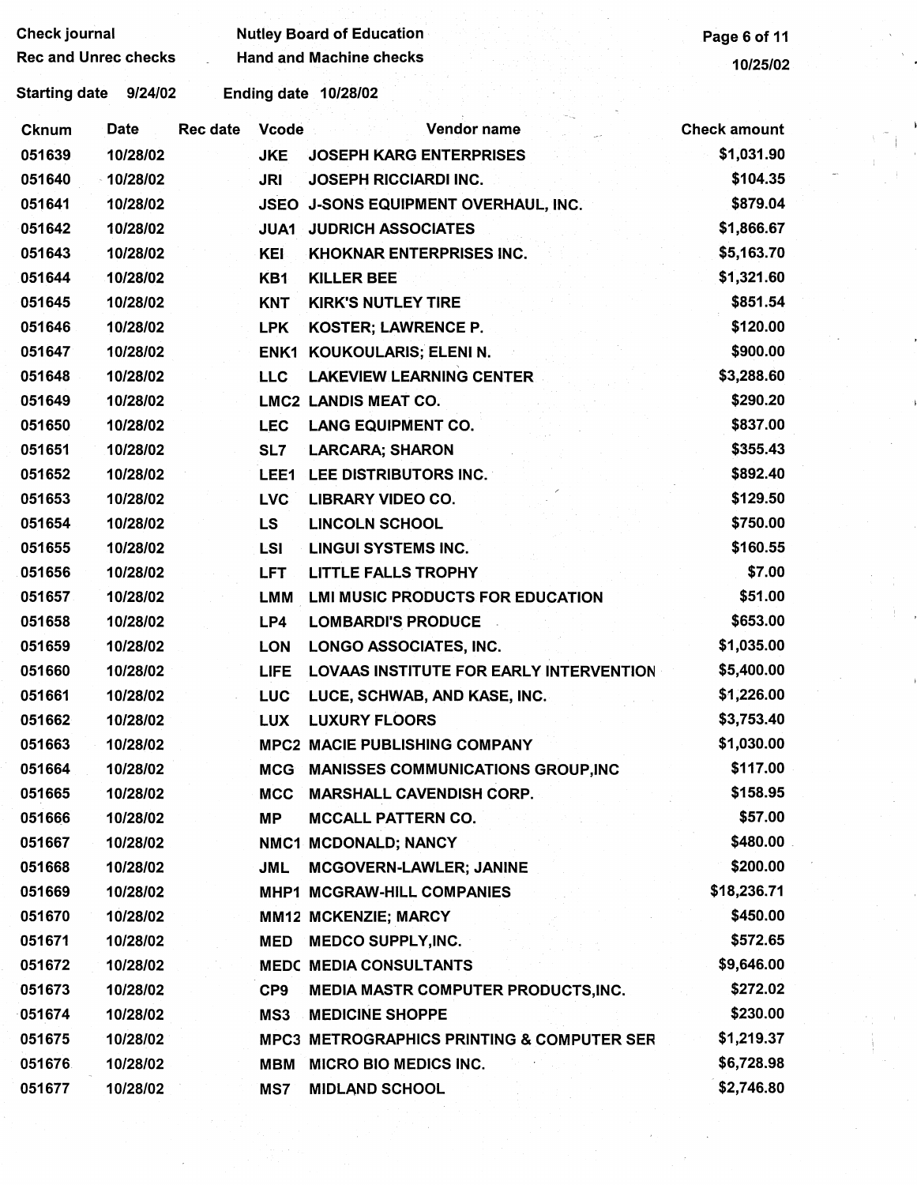Check journal
Rec and Unrec checks

Nutley Board of Education
Hand and Machine checks

Starting date 9/24/02 Ending date 10/28/02

| Cknum | Date | Rec date | Vcode | Vendor name | Check amount |
|---|---|---|---|---|---|
| 051639 | 10/28/02 | | JKE | JOSEPH KARG ENTERPRISES | $1,031.90 |
| 051640 | 10/28/02 | | JRI | JOSEPH RICCIARDI INC. | $104.35 |
| 051641 | 10/28/02 | | JSEO | J-SONS EQUIPMENT OVERHAUL, INC. | $879.04 |
| 051642 | 10/28/02 | | JUA1 | JUDRICH ASSOCIATES | $1,866.67 |
| 051643 | 10/28/02 | | KEI | KHOKNAR ENTERPRISES INC. | $5,163.70 |
| 051644 | 10/28/02 | | KB1 | KILLER BEE | $1,321.60 |
| 051645 | 10/28/02 | | KNT | KIRK'S NUTLEY TIRE | $851.54 |
| 051646 | 10/28/02 | | LPK | KOSTER; LAWRENCE P. | $120.00 |
| 051647 | 10/28/02 | | ENK1 | KOUKOULARIS; ELENI N. | $900.00 |
| 051648 | 10/28/02 | | LLC | LAKEVIEW LEARNING CENTER | $3,288.60 |
| 051649 | 10/28/02 | | LMC2 | LANDIS MEAT CO. | $290.20 |
| 051650 | 10/28/02 | | LEC | LANG EQUIPMENT CO. | $837.00 |
| 051651 | 10/28/02 | | SL7 | LARCARA; SHARON | $355.43 |
| 051652 | 10/28/02 | | LEE1 | LEE DISTRIBUTORS INC. | $892.40 |
| 051653 | 10/28/02 | | LVC | LIBRARY VIDEO CO. | $129.50 |
| 051654 | 10/28/02 | | LS | LINCOLN SCHOOL | $750.00 |
| 051655 | 10/28/02 | | LSI | LINGUI SYSTEMS INC. | $160.55 |
| 051656 | 10/28/02 | | LFT | LITTLE FALLS TROPHY | $7.00 |
| 051657 | 10/28/02 | | LMM | LMI MUSIC PRODUCTS FOR EDUCATION | $51.00 |
| 051658 | 10/28/02 | | LP4 | LOMBARDI'S PRODUCE | $653.00 |
| 051659 | 10/28/02 | | LON | LONGO ASSOCIATES, INC. | $1,035.00 |
| 051660 | 10/28/02 | | LIFE | LOVAAS INSTITUTE FOR EARLY INTERVENTION | $5,400.00 |
| 051661 | 10/28/02 | | LUC | LUCE, SCHWAB, AND KASE, INC. | $1,226.00 |
| 051662 | 10/28/02 | | LUX | LUXURY FLOORS | $3,753.40 |
| 051663 | 10/28/02 | | MPC2 | MACIE PUBLISHING COMPANY | $1,030.00 |
| 051664 | 10/28/02 | | MCG | MANISSES COMMUNICATIONS GROUP,INC | $117.00 |
| 051665 | 10/28/02 | | MCC | MARSHALL CAVENDISH CORP. | $158.95 |
| 051666 | 10/28/02 | | MP | MCCALL PATTERN CO. | $57.00 |
| 051667 | 10/28/02 | | NMC1 | MCDONALD; NANCY | $480.00 |
| 051668 | 10/28/02 | | JML | MCGOVERN-LAWLER; JANINE | $200.00 |
| 051669 | 10/28/02 | | MHP1 | MCGRAW-HILL COMPANIES | $18,236.71 |
| 051670 | 10/28/02 | | MM12 | MCKENZIE; MARCY | $450.00 |
| 051671 | 10/28/02 | | MED | MEDCO SUPPLY,INC. | $572.65 |
| 051672 | 10/28/02 | | MEDC | MEDIA CONSULTANTS | $9,646.00 |
| 051673 | 10/28/02 | | CP9 | MEDIA MASTR COMPUTER PRODUCTS,INC. | $272.02 |
| 051674 | 10/28/02 | | MS3 | MEDICINE SHOPPE | $230.00 |
| 051675 | 10/28/02 | | MPC3 | METROGRAPHICS PRINTING & COMPUTER SER | $1,219.37 |
| 051676 | 10/28/02 | | MBM | MICRO BIO MEDICS INC. | $6,728.98 |
| 051677 | 10/28/02 | | MS7 | MIDLAND SCHOOL | $2,746.80 |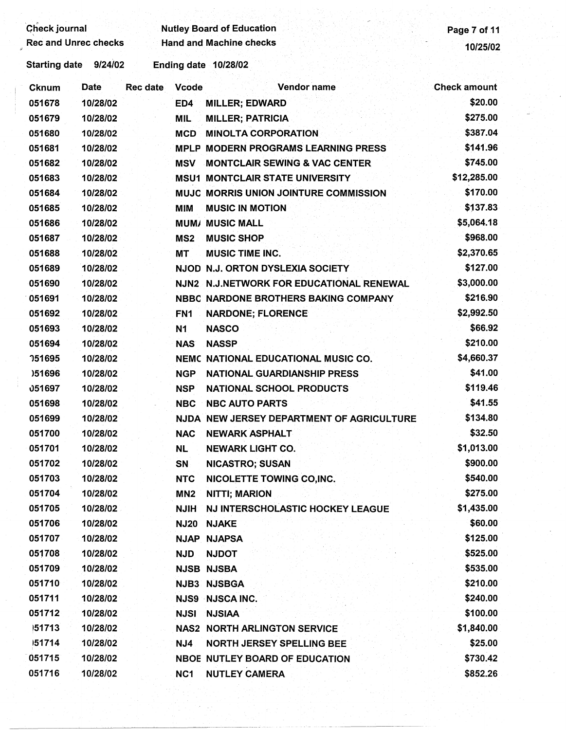Check journal | Nutley Board of Education
Rec and Unrec checks | Hand and Machine checks

Starting date 9/24/02 Ending date 10/28/02

| Cknum | Date | Rec date | Vcode | Vendor name | Check amount |
|---|---|---|---|---|---|
| 051678 | 10/28/02 | | ED4 | MILLER; EDWARD | $20.00 |
| 051679 | 10/28/02 | | MIL | MILLER; PATRICIA | $275.00 |
| 051680 | 10/28/02 | | MCD | MINOLTA CORPORATION | $387.04 |
| 051681 | 10/28/02 | | MPLP | MODERN PROGRAMS LEARNING PRESS | $141.96 |
| 051682 | 10/28/02 | | MSV | MONTCLAIR SEWING & VAC CENTER | $745.00 |
| 051683 | 10/28/02 | | MSU1 | MONTCLAIR STATE UNIVERSITY | $12,285.00 |
| 051684 | 10/28/02 | | MUJC | MORRIS UNION JOINTURE COMMISSION | $170.00 |
| 051685 | 10/28/02 | | MIM | MUSIC IN MOTION | $137.83 |
| 051686 | 10/28/02 | | MUM/ | MUSIC MALL | $5,064.18 |
| 051687 | 10/28/02 | | MS2 | MUSIC SHOP | $968.00 |
| 051688 | 10/28/02 | | MT | MUSIC TIME INC. | $2,370.65 |
| 051689 | 10/28/02 | | NJOD | N.J. ORTON DYSLEXIA SOCIETY | $127.00 |
| 051690 | 10/28/02 | | NJN2 | N.J.NETWORK FOR EDUCATIONAL RENEWAL | $3,000.00 |
| 051691 | 10/28/02 | | NBBC | NARDONE BROTHERS BAKING COMPANY | $216.90 |
| 051692 | 10/28/02 | | FN1 | NARDONE; FLORENCE | $2,992.50 |
| 051693 | 10/28/02 | | N1 | NASCO | $66.92 |
| 051694 | 10/28/02 | | NAS | NASSP | $210.00 |
| 051695 | 10/28/02 | | NEMC | NATIONAL EDUCATIONAL MUSIC CO. | $4,660.37 |
| 051696 | 10/28/02 | | NGP | NATIONAL GUARDIANSHIP PRESS | $41.00 |
| 051697 | 10/28/02 | | NSP | NATIONAL SCHOOL PRODUCTS | $119.46 |
| 051698 | 10/28/02 | | NBC | NBC AUTO PARTS | $41.55 |
| 051699 | 10/28/02 | | NJDA | NEW JERSEY DEPARTMENT OF AGRICULTURE | $134.80 |
| 051700 | 10/28/02 | | NAC | NEWARK ASPHALT | $32.50 |
| 051701 | 10/28/02 | | NL | NEWARK LIGHT CO. | $1,013.00 |
| 051702 | 10/28/02 | | SN | NICASTRO; SUSAN | $900.00 |
| 051703 | 10/28/02 | | NTC | NICOLETTE TOWING CO,INC. | $540.00 |
| 051704 | 10/28/02 | | MN2 | NITTI; MARION | $275.00 |
| 051705 | 10/28/02 | | NJIH | NJ INTERSCHOLASTIC HOCKEY LEAGUE | $1,435.00 |
| 051706 | 10/28/02 | | NJ20 | NJAKE | $60.00 |
| 051707 | 10/28/02 | | NJAP | NJAPSA | $125.00 |
| 051708 | 10/28/02 | | NJD | NJDOT | $525.00 |
| 051709 | 10/28/02 | | NJSB | NJSBA | $535.00 |
| 051710 | 10/28/02 | | NJB3 | NJSBGA | $210.00 |
| 051711 | 10/28/02 | | NJS9 | NJSCA INC. | $240.00 |
| 051712 | 10/28/02 | | NJSI | NJSIAA | $100.00 |
| 051713 | 10/28/02 | | NAS2 | NORTH ARLINGTON SERVICE | $1,840.00 |
| 051714 | 10/28/02 | | NJ4 | NORTH JERSEY SPELLING BEE | $25.00 |
| 051715 | 10/28/02 | | NBOE | NUTLEY BOARD OF EDUCATION | $730.42 |
| 051716 | 10/28/02 | | NC1 | NUTLEY CAMERA | $852.26 |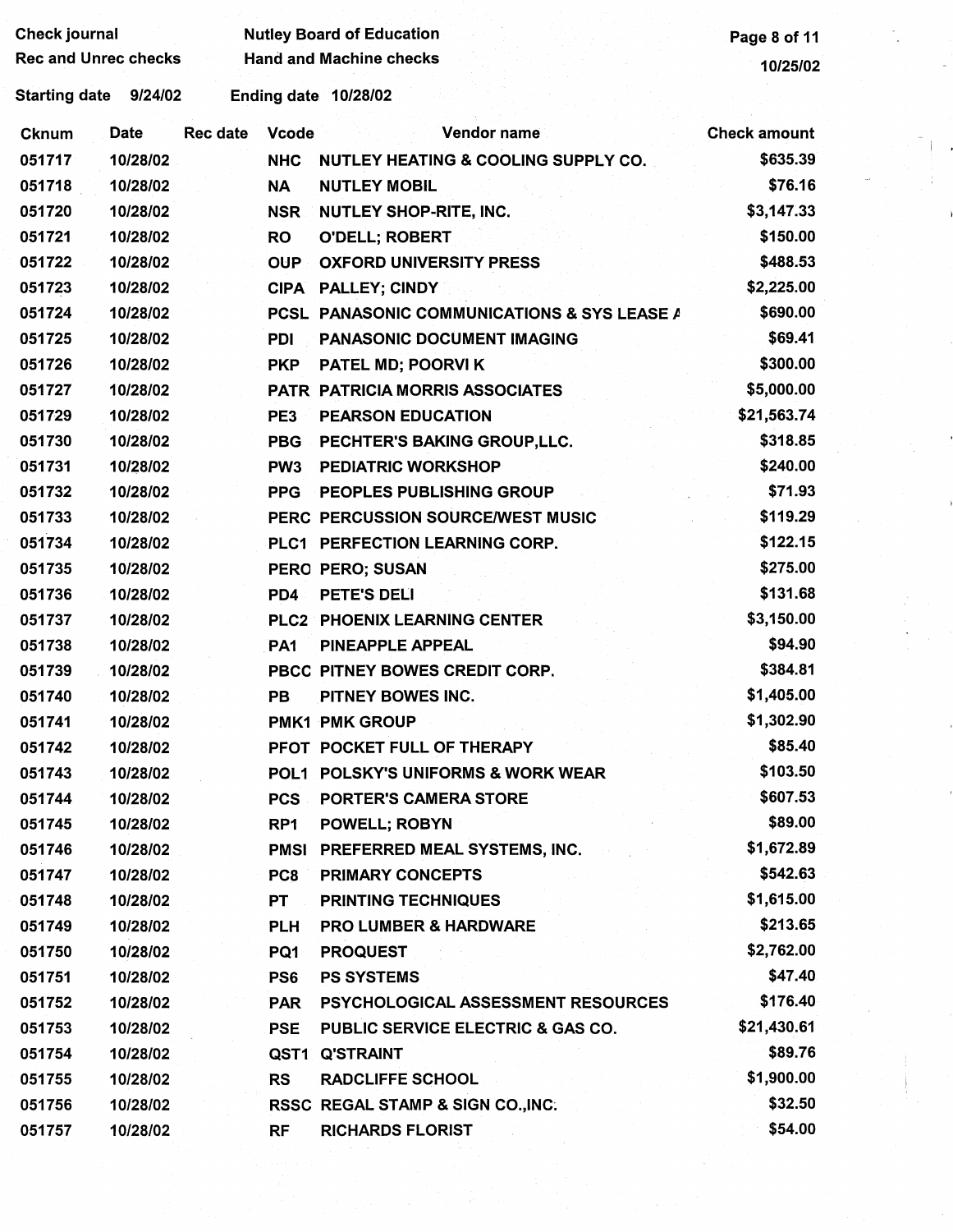Check journal
Rec and Unrec checks

Nutley Board of Education
Hand and Machine checks

10/25/02

Starting date 9/24/02 Ending date 10/28/02

| Cknum | Date | Rec date | Vcode | Vendor name | Check amount |
|---|---|---|---|---|---|
| 051717 | 10/28/02 | | NHC | NUTLEY HEATING & COOLING SUPPLY CO. | $635.39 |
| 051718 | 10/28/02 | | NA | NUTLEY MOBIL | $76.16 |
| 051720 | 10/28/02 | | NSR | NUTLEY SHOP-RITE, INC. | $3,147.33 |
| 051721 | 10/28/02 | | RO | O'DELL; ROBERT | $150.00 |
| 051722 | 10/28/02 | | OUP | OXFORD UNIVERSITY PRESS | $488.53 |
| 051723 | 10/28/02 | | CIPA | PALLEY; CINDY | $2,225.00 |
| 051724 | 10/28/02 | | PCSL | PANASONIC COMMUNICATIONS & SYS LEASE A | $690.00 |
| 051725 | 10/28/02 | | PDI | PANASONIC DOCUMENT IMAGING | $69.41 |
| 051726 | 10/28/02 | | PKP | PATEL MD; POORVI K | $300.00 |
| 051727 | 10/28/02 | | PATR | PATRICIA MORRIS ASSOCIATES | $5,000.00 |
| 051729 | 10/28/02 | | PE3 | PEARSON EDUCATION | $21,563.74 |
| 051730 | 10/28/02 | | PBG | PECHTER'S BAKING GROUP,LLC. | $318.85 |
| 051731 | 10/28/02 | | PW3 | PEDIATRIC WORKSHOP | $240.00 |
| 051732 | 10/28/02 | | PPG | PEOPLES PUBLISHING GROUP | $71.93 |
| 051733 | 10/28/02 | | PERC | PERCUSSION SOURCE/WEST MUSIC | $119.29 |
| 051734 | 10/28/02 | | PLC1 | PERFECTION LEARNING CORP. | $122.15 |
| 051735 | 10/28/02 | | PERO | PERO; SUSAN | $275.00 |
| 051736 | 10/28/02 | | PD4 | PETE'S DELI | $131.68 |
| 051737 | 10/28/02 | | PLC2 | PHOENIX LEARNING CENTER | $3,150.00 |
| 051738 | 10/28/02 | | PA1 | PINEAPPLE APPEAL | $94.90 |
| 051739 | 10/28/02 | | PBCC | PITNEY BOWES CREDIT CORP. | $384.81 |
| 051740 | 10/28/02 | | PB | PITNEY BOWES INC. | $1,405.00 |
| 051741 | 10/28/02 | | PMK1 | PMK GROUP | $1,302.90 |
| 051742 | 10/28/02 | | PFOT | POCKET FULL OF THERAPY | $85.40 |
| 051743 | 10/28/02 | | POL1 | POLSKY'S UNIFORMS & WORK WEAR | $103.50 |
| 051744 | 10/28/02 | | PCS | PORTER'S CAMERA STORE | $607.53 |
| 051745 | 10/28/02 | | RP1 | POWELL; ROBYN | $89.00 |
| 051746 | 10/28/02 | | PMSI | PREFERRED MEAL SYSTEMS, INC. | $1,672.89 |
| 051747 | 10/28/02 | | PC8 | PRIMARY CONCEPTS | $542.63 |
| 051748 | 10/28/02 | | PT | PRINTING TECHNIQUES | $1,615.00 |
| 051749 | 10/28/02 | | PLH | PRO LUMBER & HARDWARE | $213.65 |
| 051750 | 10/28/02 | | PQ1 | PROQUEST | $2,762.00 |
| 051751 | 10/28/02 | | PS6 | PS SYSTEMS | $47.40 |
| 051752 | 10/28/02 | | PAR | PSYCHOLOGICAL ASSESSMENT RESOURCES | $176.40 |
| 051753 | 10/28/02 | | PSE | PUBLIC SERVICE ELECTRIC & GAS CO. | $21,430.61 |
| 051754 | 10/28/02 | | QST1 | Q'STRAINT | $89.76 |
| 051755 | 10/28/02 | | RS | RADCLIFFE SCHOOL | $1,900.00 |
| 051756 | 10/28/02 | | RSSC | REGAL STAMP & SIGN CO.,INC. | $32.50 |
| 051757 | 10/28/02 | | RF | RICHARDS FLORIST | $54.00 |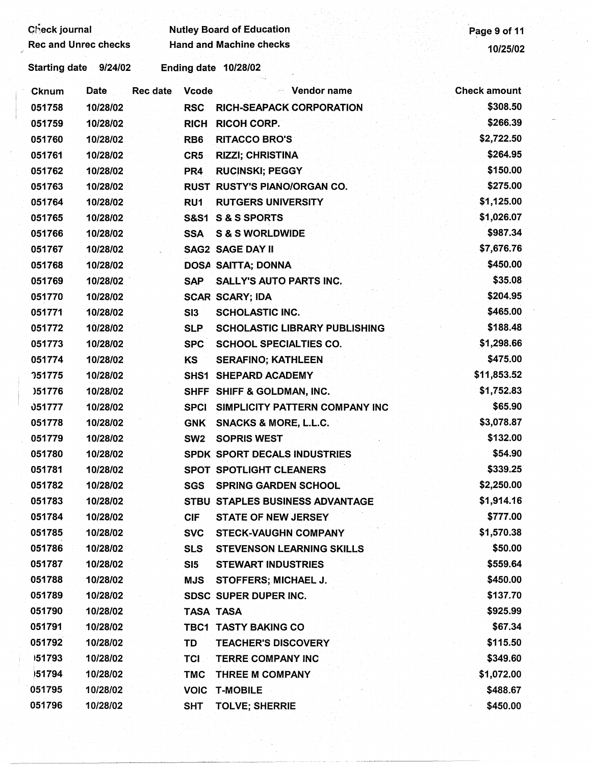Check journal
Rec and Unrec checks

Nutley Board of Education
Hand and Machine checks

10/25/02

Starting date 9/24/02    Ending date 10/28/02

| Cknum | Date | Rec date | Vcode | Vendor name | Check amount |
|---|---|---|---|---|---|
| 051758 | 10/28/02 | | RSC | RICH-SEAPACK CORPORATION | $308.50 |
| 051759 | 10/28/02 | | RICH | RICOH CORP. | $266.39 |
| 051760 | 10/28/02 | | RB6 | RITACCO BRO'S | $2,722.50 |
| 051761 | 10/28/02 | | CR5 | RIZZI; CHRISTINA | $264.95 |
| 051762 | 10/28/02 | | PR4 | RUCINSKI; PEGGY | $150.00 |
| 051763 | 10/28/02 | | RUST | RUSTY'S PIANO/ORGAN CO. | $275.00 |
| 051764 | 10/28/02 | | RU1 | RUTGERS UNIVERSITY | $1,125.00 |
| 051765 | 10/28/02 | | S&S1 | S & S SPORTS | $1,026.07 |
| 051766 | 10/28/02 | | SSA | S & S WORLDWIDE | $987.34 |
| 051767 | 10/28/02 | | SAG2 | SAGE DAY II | $7,676.76 |
| 051768 | 10/28/02 | | DOSA | SAITTA; DONNA | $450.00 |
| 051769 | 10/28/02 | | SAP | SALLY'S AUTO PARTS INC. | $35.08 |
| 051770 | 10/28/02 | | SCAR | SCARY; IDA | $204.95 |
| 051771 | 10/28/02 | | SI3 | SCHOLASTIC INC. | $465.00 |
| 051772 | 10/28/02 | | SLP | SCHOLASTIC LIBRARY PUBLISHING | $188.48 |
| 051773 | 10/28/02 | | SPC | SCHOOL SPECIALTIES CO. | $1,298.66 |
| 051774 | 10/28/02 | | KS | SERAFINO; KATHLEEN | $475.00 |
| 051775 | 10/28/02 | | SHS1 | SHEPARD ACADEMY | $11,853.52 |
| 051776 | 10/28/02 | | SHFF | SHIFF & GOLDMAN, INC. | $1,752.83 |
| 051777 | 10/28/02 | | SPCI | SIMPLICITY PATTERN COMPANY INC | $65.90 |
| 051778 | 10/28/02 | | GNK | SNACKS & MORE, L.L.C. | $3,078.87 |
| 051779 | 10/28/02 | | SW2 | SOPRIS WEST | $132.00 |
| 051780 | 10/28/02 | | SPDK | SPORT DECALS INDUSTRIES | $54.90 |
| 051781 | 10/28/02 | | SPOT | SPOTLIGHT CLEANERS | $339.25 |
| 051782 | 10/28/02 | | SGS | SPRING GARDEN SCHOOL | $2,250.00 |
| 051783 | 10/28/02 | | STBU | STAPLES BUSINESS ADVANTAGE | $1,914.16 |
| 051784 | 10/28/02 | | CIF | STATE OF NEW JERSEY | $777.00 |
| 051785 | 10/28/02 | | SVC | STECK-VAUGHN COMPANY | $1,570.38 |
| 051786 | 10/28/02 | | SLS | STEVENSON LEARNING SKILLS | $50.00 |
| 051787 | 10/28/02 | | SI5 | STEWART INDUSTRIES | $559.64 |
| 051788 | 10/28/02 | | MJS | STOFFERS; MICHAEL J. | $450.00 |
| 051789 | 10/28/02 | | SDSC | SUPER DUPER INC. | $137.70 |
| 051790 | 10/28/02 | | TASA | TASA | $925.99 |
| 051791 | 10/28/02 | | TBC1 | TASTY BAKING CO | $67.34 |
| 051792 | 10/28/02 | | TD | TEACHER'S DISCOVERY | $115.50 |
| 051793 | 10/28/02 | | TCI | TERRE COMPANY INC | $349.60 |
| 051794 | 10/28/02 | | TMC | THREE M COMPANY | $1,072.00 |
| 051795 | 10/28/02 | | VOIC | T-MOBILE | $488.67 |
| 051796 | 10/28/02 | | SHT | TOLVE; SHERRIE | $450.00 |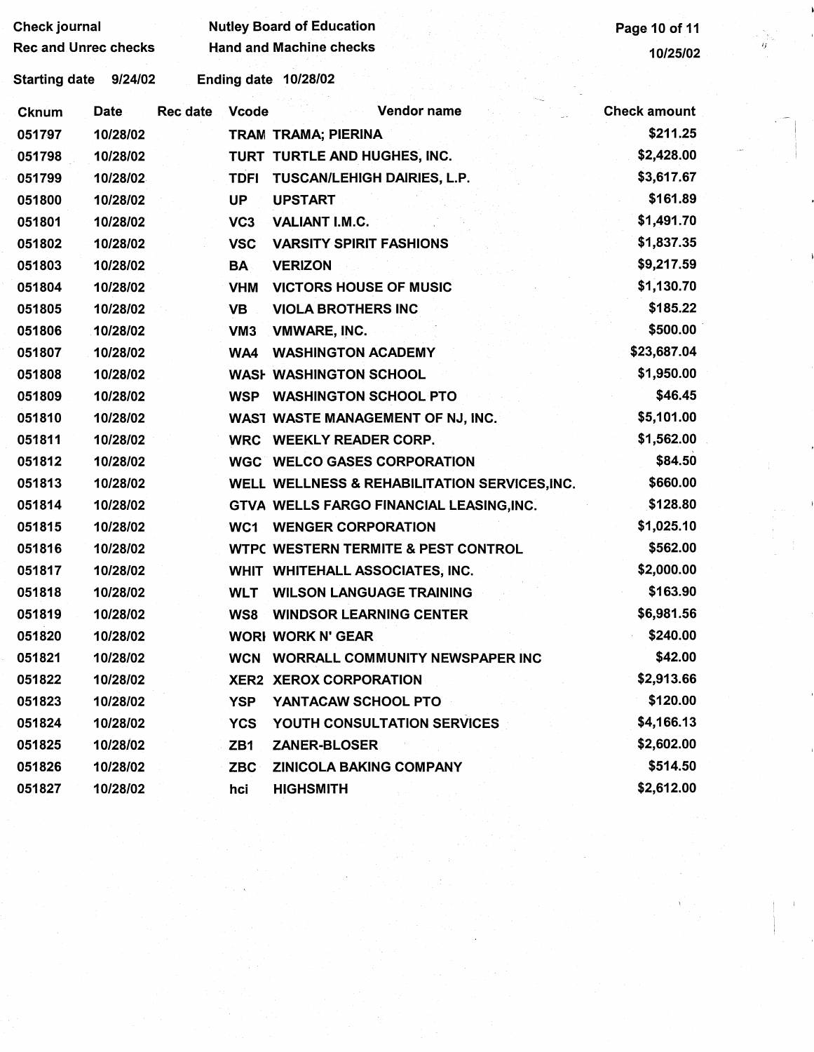Check journal
Rec and Unrec checks

Nutley Board of Education
Hand and Machine checks

10/25/02

Starting date 9/24/02 Ending date 10/28/02

| Cknum | Date | Rec date | Vcode | Vendor name | Check amount |
|---|---|---|---|---|---|
| 051797 | 10/28/02 | | TRAM | TRAMA; PIERINA | $211.25 |
| 051798 | 10/28/02 | | TURT | TURTLE AND HUGHES, INC. | $2,428.00 |
| 051799 | 10/28/02 | | TDFI | TUSCAN/LEHIGH DAIRIES, L.P. | $3,617.67 |
| 051800 | 10/28/02 | | UP | UPSTART | $161.89 |
| 051801 | 10/28/02 | | VC3 | VALIANT I.M.C. | $1,491.70 |
| 051802 | 10/28/02 | | VSC | VARSITY SPIRIT FASHIONS | $1,837.35 |
| 051803 | 10/28/02 | | BA | VERIZON | $9,217.59 |
| 051804 | 10/28/02 | | VHM | VICTORS HOUSE OF MUSIC | $1,130.70 |
| 051805 | 10/28/02 | | VB | VIOLA BROTHERS INC | $185.22 |
| 051806 | 10/28/02 | | VM3 | VMWARE, INC. | $500.00 |
| 051807 | 10/28/02 | | WA4 | WASHINGTON ACADEMY | $23,687.04 |
| 051808 | 10/28/02 | | WASH | WASHINGTON SCHOOL | $1,950.00 |
| 051809 | 10/28/02 | | WSP | WASHINGTON SCHOOL PTO | $46.45 |
| 051810 | 10/28/02 | | WAST | WASTE MANAGEMENT OF NJ, INC. | $5,101.00 |
| 051811 | 10/28/02 | | WRC | WEEKLY READER CORP. | $1,562.00 |
| 051812 | 10/28/02 | | WGC | WELCO GASES CORPORATION | $84.50 |
| 051813 | 10/28/02 | | WELL | WELLNESS & REHABILITATION SERVICES,INC. | $660.00 |
| 051814 | 10/28/02 | | GTVA | WELLS FARGO FINANCIAL LEASING,INC. | $128.80 |
| 051815 | 10/28/02 | | WC1 | WENGER CORPORATION | $1,025.10 |
| 051816 | 10/28/02 | | WTPC | WESTERN TERMITE & PEST CONTROL | $562.00 |
| 051817 | 10/28/02 | | WHIT | WHITEHALL ASSOCIATES, INC. | $2,000.00 |
| 051818 | 10/28/02 | | WLT | WILSON LANGUAGE TRAINING | $163.90 |
| 051819 | 10/28/02 | | WS8 | WINDSOR LEARNING CENTER | $6,981.56 |
| 051820 | 10/28/02 | | WORI | WORK N' GEAR | $240.00 |
| 051821 | 10/28/02 | | WCN | WORRALL COMMUNITY NEWSPAPER INC | $42.00 |
| 051822 | 10/28/02 | | XER2 | XEROX CORPORATION | $2,913.66 |
| 051823 | 10/28/02 | | YSP | YANTACAW SCHOOL PTO | $120.00 |
| 051824 | 10/28/02 | | YCS | YOUTH CONSULTATION SERVICES | $4,166.13 |
| 051825 | 10/28/02 | | ZB1 | ZANER-BLOSER | $2,602.00 |
| 051826 | 10/28/02 | | ZBC | ZINICOLA BAKING COMPANY | $514.50 |
| 051827 | 10/28/02 | | hci | HIGHSMITH | $2,612.00 |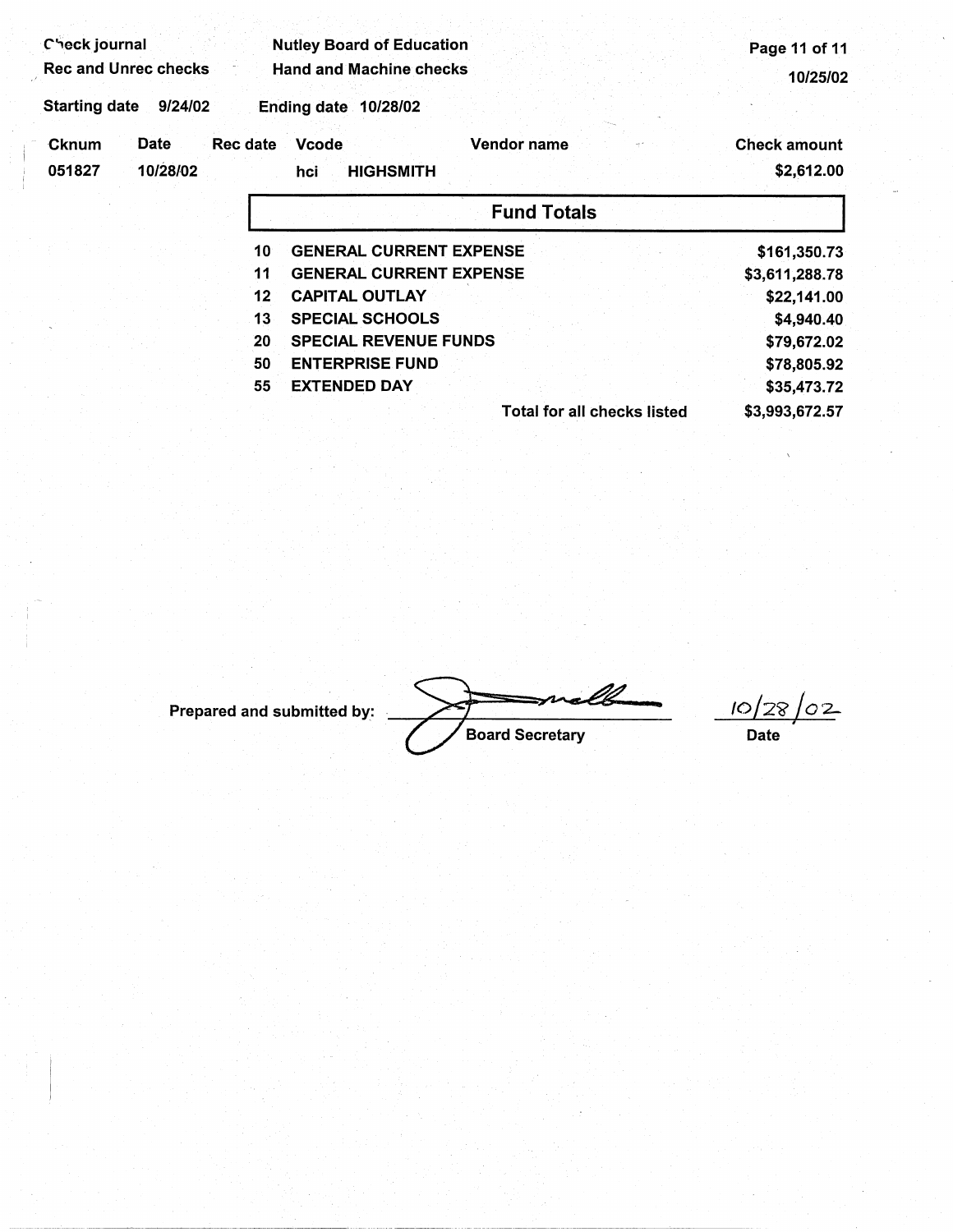Check journal
Rec and Unrec checks

Nutley Board of Education
Hand and Machine checks

10/25/02

Starting date 9/24/02 Ending date 10/28/02

| Cknum | Date | Rec date | Vcode | Vendor name | Check amount |
|---|---|---|---|---|---|
| 051827 | 10/28/02 | | hci | HIGHSMITH | $2,612.00 |

**Fund Totals**

| | | |
|---|---|---|
| 10 | GENERAL CURRENT EXPENSE | $161,350.73 |
| 11 | GENERAL CURRENT EXPENSE | $3,611,288.78 |
| 12 | CAPITAL OUTLAY | $22,141.00 |
| 13 | SPECIAL SCHOOLS | $4,940.40 |
| 20 | SPECIAL REVENUE FUNDS | $79,672.02 |
| 50 | ENTERPRISE FUND | $78,805.92 |
| 55 | EXTENDED DAY | $35,473.72 |
| | Total for all checks listed | $3,993,672.57 |

Prepared and submitted by: ______________________ Board Secretary

10/28/02
Date